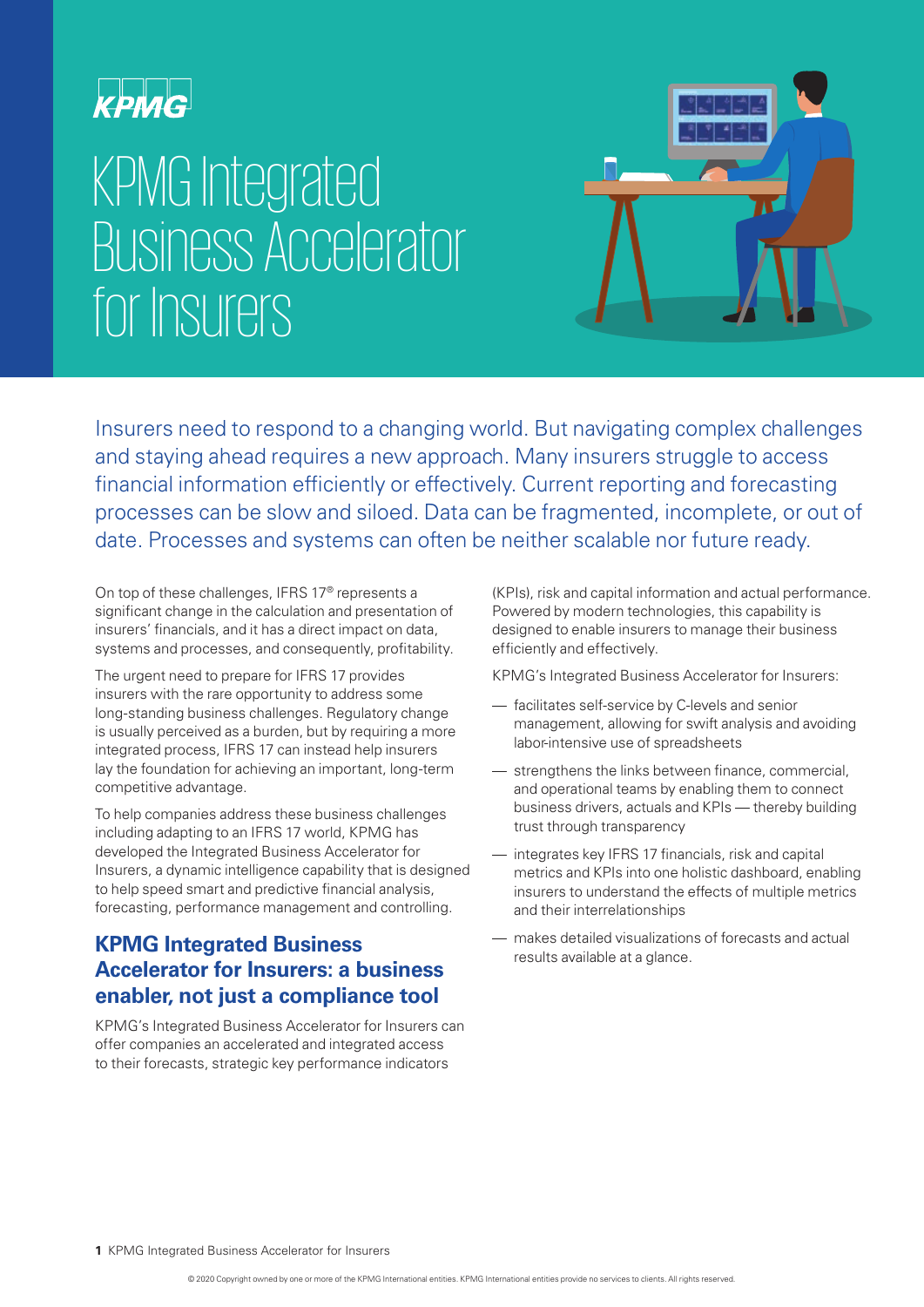KPMG

# KPMG Integrated Business Accelerator for Insurers

Insurers need to respond to a changing world. But navigating complex challenges and staying ahead requires a new approach. Many insurers struggle to access financial information efficiently or effectively. Current reporting and forecasting processes can be slow and siloed. Data can be fragmented, incomplete, or out of date. Processes and systems can often be neither scalable nor future ready.

On top of these challenges, IFRS 17® represents a significant change in the calculation and presentation of insurers' financials, and it has a direct impact on data, systems and processes, and consequently, profitability.

The urgent need to prepare for IFRS 17 provides insurers with the rare opportunity to address some long-standing business challenges. Regulatory change is usually perceived as a burden, but by requiring a more integrated process, IFRS 17 can instead help insurers lay the foundation for achieving an important, long-term competitive advantage.

To help companies address these business challenges including adapting to an IFRS 17 world, KPMG has developed the Integrated Business Accelerator for Insurers, a dynamic intelligence capability that is designed to help speed smart and predictive financial analysis, forecasting, performance management and controlling.

## KPMG Integrated Business Accelerator for Insurers: a business enabler, not just a compliance tool

KPMG's Integrated Business Accelerator for Insurers can offer companies an accelerated and integrated access to their forecasts, strategic key performance indicators (KPIs), risk and capital information and actual performance. Powered by modern technologies, this capability is designed to enable insurers to manage their business efficiently and effectively.

KPMG's Integrated Business Accelerator for Insurers:

- facilitates self-service by C-levels and senior management, allowing for swift analysis and avoiding labor-intensive use of spreadsheets
- strengthens the links between finance, commercial, and operational teams by enabling them to connect business drivers, actuals and KPIs — thereby building trust through transparency
- integrates key IFRS 17 financials, risk and capital metrics and KPIs into one holistic dashboard, enabling insurers to understand the effects of multiple metrics and their interrelationships
- makes detailed visualizations of forecasts and actual results available at a glance.

© 2020 Copyright owned by one or more of the KPMG International entities. KPMG International entities provide no services to clients. All rights reserved.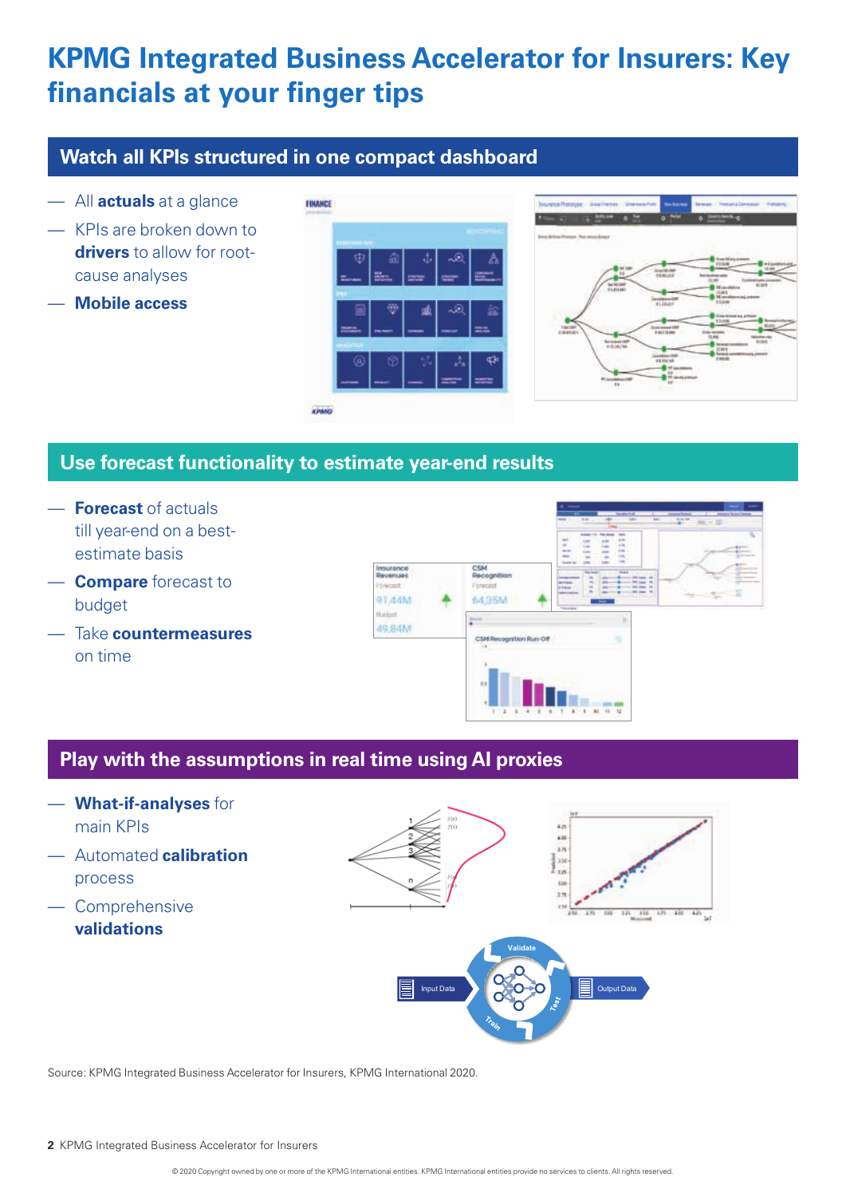# KPMG Integrated Business Accelerator for Insurers: Key financials at your finger tips

## Watch all KPIs structured in one compact dashboard

- All **actuals** at a glance
- KPIs are broken down to **drivers** to allow for root-cause analyses
- **Mobile access**

## Use forecast functionality to estimate year-end results

- **Forecast** of actuals till year-end on a best-estimate basis
- **Compare** forecast to budget
- Take **countermeasures** on time

Insurance Revenues
Forecast
91,44M
Budget
49,84M

CSM Recognition
Forecast
64,35M

CSM Recognition Run-Off

## Play with the assumptions in real time using AI proxies

- **What-if-analyses** for main KPIs
- Automated **calibration** process
- Comprehensive **validations**

Input Data
Validate
Train
Test
Output Data

Source: KPMG Integrated Business Accelerator for Insurers, KPMG International 2020.

© 2020 Copyright owned by one or more of the KPMG International entities. KPMG International entities provide no services to clients. All rights reserved.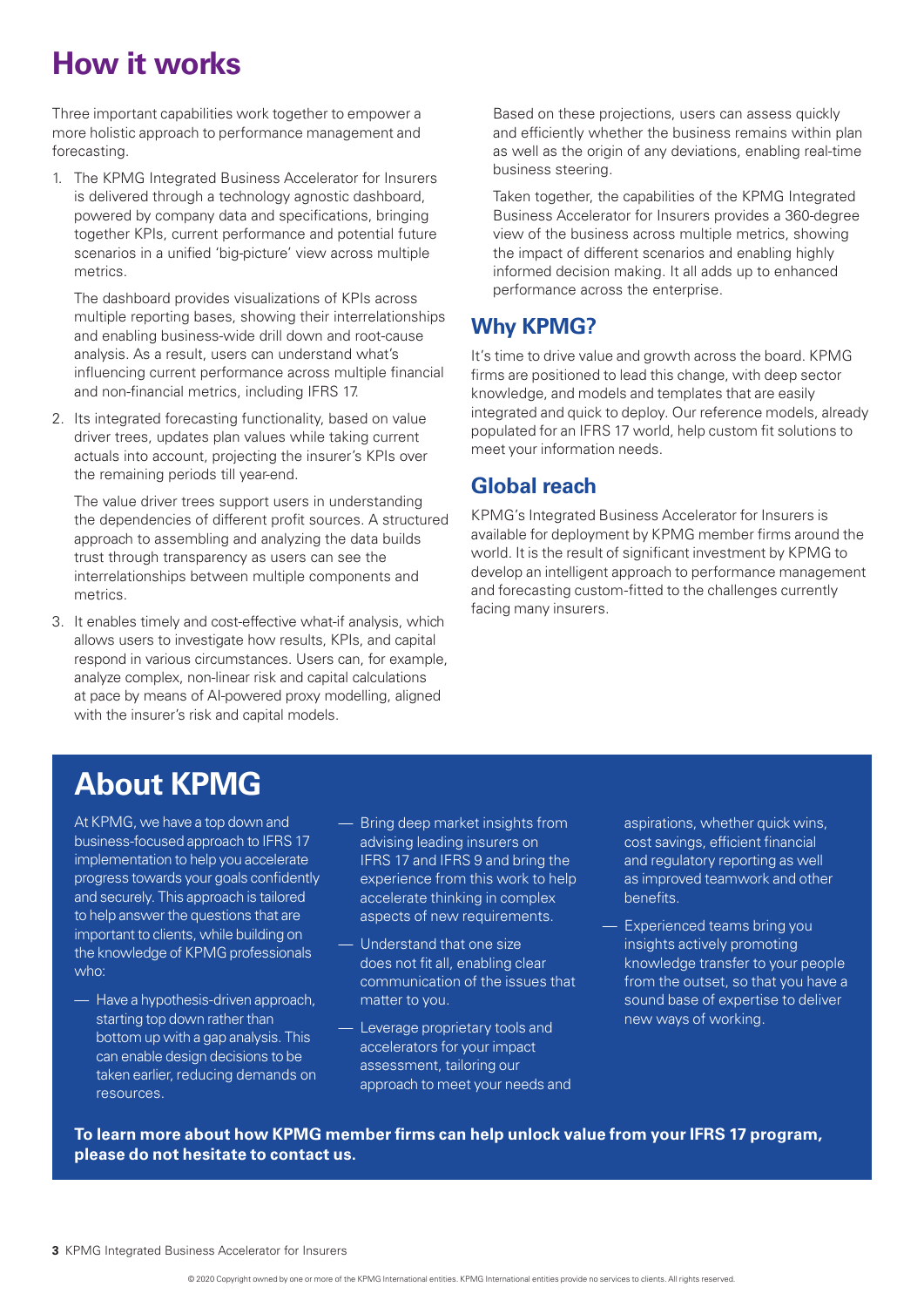# How it works

Three important capabilities work together to empower a more holistic approach to performance management and forecasting.

1. The KPMG Integrated Business Accelerator for Insurers is delivered through a technology agnostic dashboard, powered by company data and specifications, bringing together KPIs, current performance and potential future scenarios in a unified 'big-picture' view across multiple metrics.

   The dashboard provides visualizations of KPIs across multiple reporting bases, showing their interrelationships and enabling business-wide drill down and root-cause analysis. As a result, users can understand what's influencing current performance across multiple financial and non-financial metrics, including IFRS 17.

2. Its integrated forecasting functionality, based on value driver trees, updates plan values while taking current actuals into account, projecting the insurer's KPIs over the remaining periods till year-end.

   The value driver trees support users in understanding the dependencies of different profit sources. A structured approach to assembling and analyzing the data builds trust through transparency as users can see the interrelationships between multiple components and metrics.

3. It enables timely and cost-effective what-if analysis, which allows users to investigate how results, KPIs, and capital respond in various circumstances. Users can, for example, analyze complex, non-linear risk and capital calculations at pace by means of AI-powered proxy modelling, aligned with the insurer's risk and capital models.

   Based on these projections, users can assess quickly and efficiently whether the business remains within plan as well as the origin of any deviations, enabling real-time business steering.

   Taken together, the capabilities of the KPMG Integrated Business Accelerator for Insurers provides a 360-degree view of the business across multiple metrics, showing the impact of different scenarios and enabling highly informed decision making. It all adds up to enhanced performance across the enterprise.

## Why KPMG?

It's time to drive value and growth across the board. KPMG firms are positioned to lead this change, with deep sector knowledge, and models and templates that are easily integrated and quick to deploy. Our reference models, already populated for an IFRS 17 world, help custom fit solutions to meet your information needs.

## Global reach

KPMG's Integrated Business Accelerator for Insurers is available for deployment by KPMG member firms around the world. It is the result of significant investment by KPMG to develop an intelligent approach to performance management and forecasting custom-fitted to the challenges currently facing many insurers.

# About KPMG

At KPMG, we have a top down and business-focused approach to IFRS 17 implementation to help you accelerate progress towards your goals confidently and securely. This approach is tailored to help answer the questions that are important to clients, while building on the knowledge of KPMG professionals who:

- Have a hypothesis-driven approach, starting top down rather than bottom up with a gap analysis. This can enable design decisions to be taken earlier, reducing demands on resources.
- Bring deep market insights from advising leading insurers on IFRS 17 and IFRS 9 and bring the experience from this work to help accelerate thinking in complex aspects of new requirements.
- Understand that one size does not fit all, enabling clear communication of the issues that matter to you.
- Leverage proprietary tools and accelerators for your impact assessment, tailoring our approach to meet your needs and aspirations, whether quick wins, cost savings, efficient financial and regulatory reporting as well as improved teamwork and other benefits.
- Experienced teams bring you insights actively promoting knowledge transfer to your people from the outset, so that you have a sound base of expertise to deliver new ways of working.

**To learn more about how KPMG member firms can help unlock value from your IFRS 17 program, please do not hesitate to contact us.**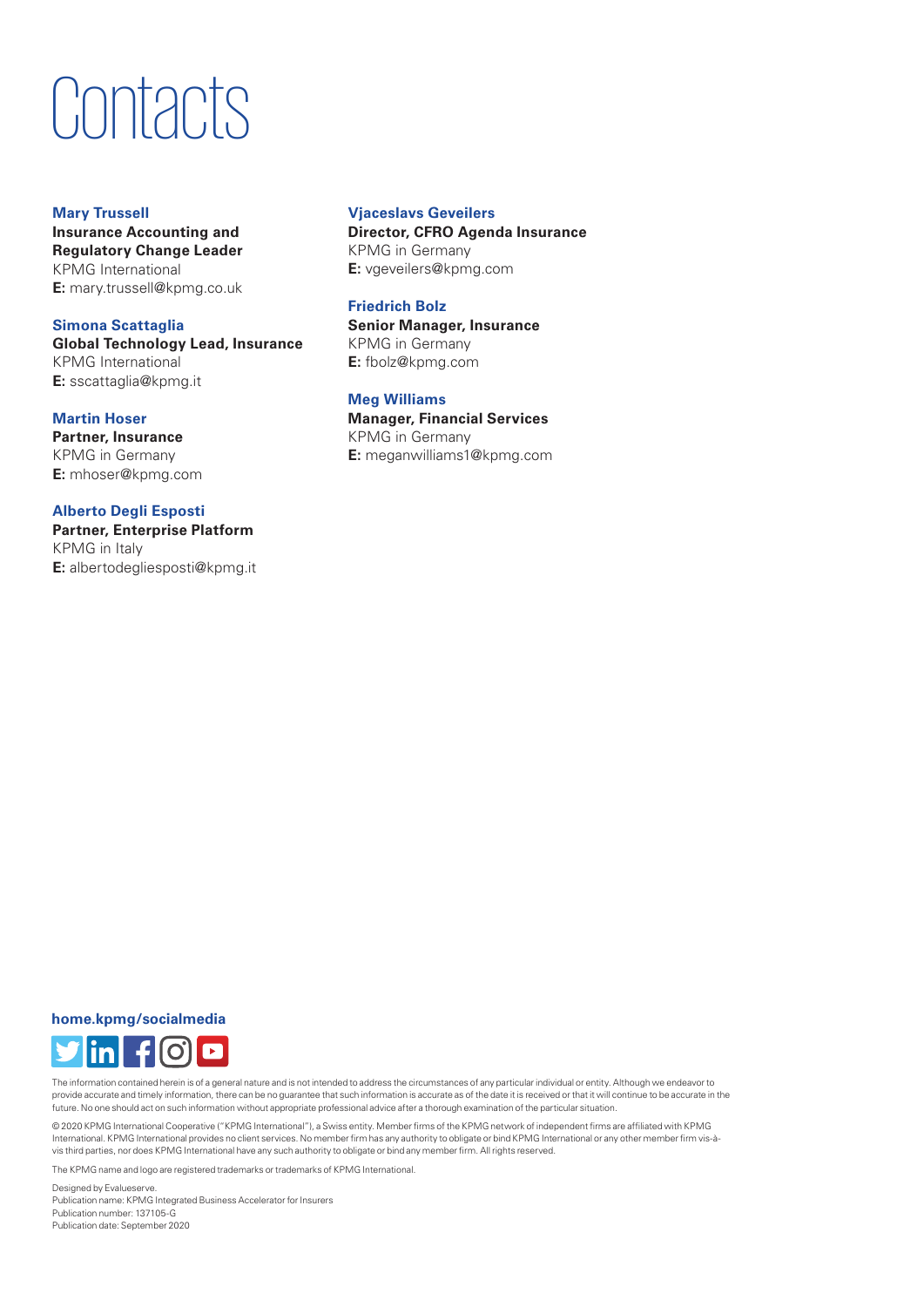# Contacts

**Mary Trussell**
**Insurance Accounting and Regulatory Change Leader**
KPMG International
**E:** mary.trussell@kpmg.co.uk

**Simona Scattaglia**
**Global Technology Lead, Insurance**
KPMG International
**E:** sscattaglia@kpmg.it

**Martin Hoser**
**Partner, Insurance**
KPMG in Germany
**E:** mhoser@kpmg.com

**Alberto Degli Esposti**
**Partner, Enterprise Platform**
KPMG in Italy
**E:** albertodegliesposti@kpmg.it

**Vjaceslavs Geveilers**
**Director, CFRO Agenda Insurance**
KPMG in Germany
**E:** vgeveilers@kpmg.com

**Friedrich Bolz**
**Senior Manager, Insurance**
KPMG in Germany
**E:** fbolz@kpmg.com

**Meg Williams**
**Manager, Financial Services**
KPMG in Germany
**E:** meganwilliams1@kpmg.com

**home.kpmg/socialmedia**

The information contained herein is of a general nature and is not intended to address the circumstances of any particular individual or entity. Although we endeavor to provide accurate and timely information, there can be no guarantee that such information is accurate as of the date it is received or that it will continue to be accurate in the future. No one should act on such information without appropriate professional advice after a thorough examination of the particular situation.

© 2020 KPMG International Cooperative ("KPMG International"), a Swiss entity. Member firms of the KPMG network of independent firms are affiliated with KPMG International. KPMG International provides no client services. No member firm has any authority to obligate or bind KPMG International or any other member firm vis-à-vis third parties, nor does KPMG International have any such authority to obligate or bind any member firm. All rights reserved.

The KPMG name and logo are registered trademarks or trademarks of KPMG International.

Designed by Evalueserve.
Publication name: KPMG Integrated Business Accelerator for Insurers
Publication number: 137105-G
Publication date: September 2020